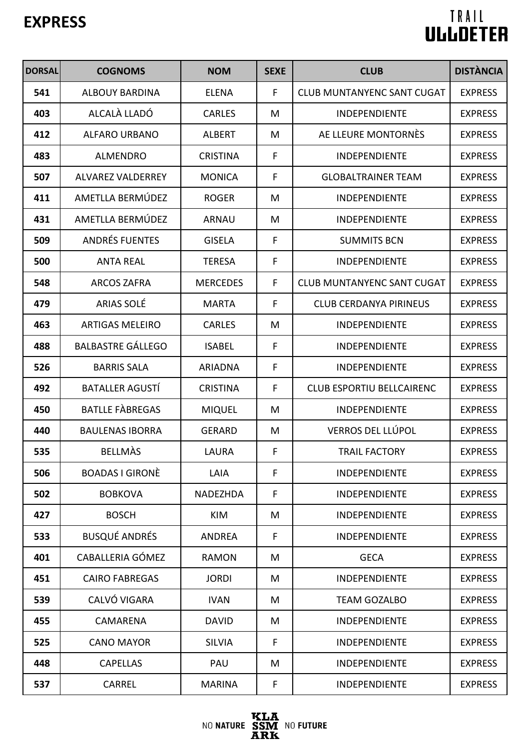# EXPRESS

| DORSAL | COGNOMS | NOM | SEXE | CLUB | DISTÀNCIA |
|---|---|---|---|---|---|
| **541** | ALBOUY BARDINA | ELENA | F | CLUB MUNTANYENC SANT CUGAT | EXPRESS |
| **403** | ALCALÀ LLADÓ | CARLES | M | INDEPENDIENTE | EXPRESS |
| **412** | ALFARO URBANO | ALBERT | M | AE LLEURE MONTORNÈS | EXPRESS |
| **483** | ALMENDRO | CRISTINA | F | INDEPENDIENTE | EXPRESS |
| **507** | ALVAREZ VALDERREY | MONICA | F | GLOBALTRAINER TEAM | EXPRESS |
| **411** | AMETLLA BERMÚDEZ | ROGER | M | INDEPENDIENTE | EXPRESS |
| **431** | AMETLLA BERMÚDEZ | ARNAU | M | INDEPENDIENTE | EXPRESS |
| **509** | ANDRÉS FUENTES | GISELA | F | SUMMITS BCN | EXPRESS |
| **500** | ANTA REAL | TERESA | F | INDEPENDIENTE | EXPRESS |
| **548** | ARCOS ZAFRA | MERCEDES | F | CLUB MUNTANYENC SANT CUGAT | EXPRESS |
| **479** | ARIAS SOLÉ | MARTA | F | CLUB CERDANYA PIRINEUS | EXPRESS |
| **463** | ARTIGAS MELEIRO | CARLES | M | INDEPENDIENTE | EXPRESS |
| **488** | BALBASTRE GÁLLEGO | ISABEL | F | INDEPENDIENTE | EXPRESS |
| **526** | BARRIS SALA | ARIADNA | F | INDEPENDIENTE | EXPRESS |
| **492** | BATALLER AGUSTÍ | CRISTINA | F | CLUB ESPORTIU BELLCAIRENC | EXPRESS |
| **450** | BATLLE FÀBREGAS | MIQUEL | M | INDEPENDIENTE | EXPRESS |
| **440** | BAULENAS IBORRA | GERARD | M | VERROS DEL LLÚPOL | EXPRESS |
| **535** | BELLMÀS | LAURA | F | TRAIL FACTORY | EXPRESS |
| **506** | BOADAS I GIRONÈ | LAIA | F | INDEPENDIENTE | EXPRESS |
| **502** | BOBKOVA | NADEZHDA | F | INDEPENDIENTE | EXPRESS |
| **427** | BOSCH | KIM | M | INDEPENDIENTE | EXPRESS |
| **533** | BUSQUÉ ANDRÉS | ANDREA | F | INDEPENDIENTE | EXPRESS |
| **401** | CABALLERIA GÓMEZ | RAMON | M | GECA | EXPRESS |
| **451** | CAIRO FABREGAS | JORDI | M | INDEPENDIENTE | EXPRESS |
| **539** | CALVÓ VIGARA | IVAN | M | TEAM GOZALBO | EXPRESS |
| **455** | CAMARENA | DAVID | M | INDEPENDIENTE | EXPRESS |
| **525** | CANO MAYOR | SILVIA | F | INDEPENDIENTE | EXPRESS |
| **448** | CAPELLAS | PAU | M | INDEPENDIENTE | EXPRESS |
| **537** | CARREL | MARINA | F | INDEPENDIENTE | EXPRESS |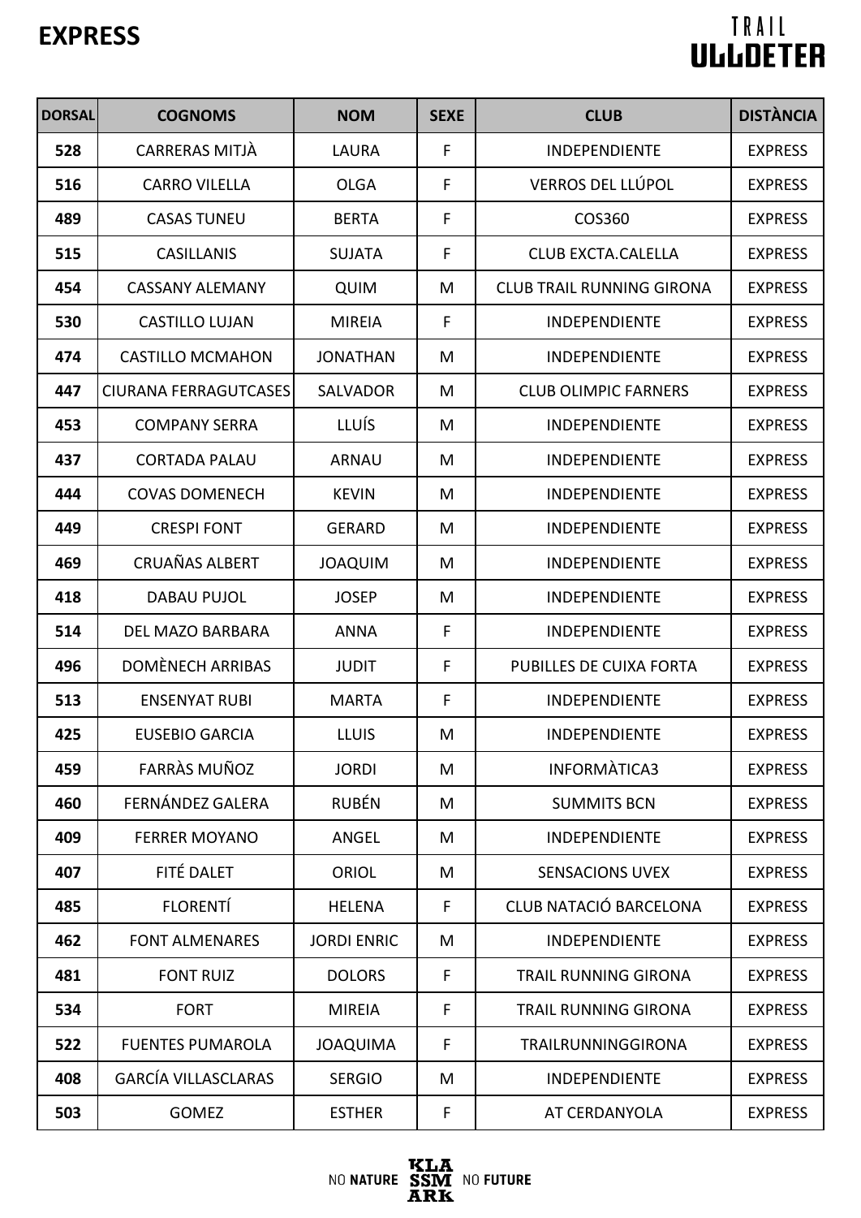# EXPRESS

| DORSAL | COGNOMS | NOM | SEXE | CLUB | DISTÀNCIA |
|---|---|---|---|---|---|
| 528 | CARRERAS MITJÀ | LAURA | F | INDEPENDIENTE | EXPRESS |
| 516 | CARRO VILELLA | OLGA | F | VERROS DEL LLÚPOL | EXPRESS |
| 489 | CASAS TUNEU | BERTA | F | COS360 | EXPRESS |
| 515 | CASILLANIS | SUJATA | F | CLUB EXCTA.CALELLA | EXPRESS |
| 454 | CASSANY ALEMANY | QUIM | M | CLUB TRAIL RUNNING GIRONA | EXPRESS |
| 530 | CASTILLO LUJAN | MIREIA | F | INDEPENDIENTE | EXPRESS |
| 474 | CASTILLO MCMAHON | JONATHAN | M | INDEPENDIENTE | EXPRESS |
| 447 | CIURANA FERRAGUTCASES | SALVADOR | M | CLUB OLIMPIC FARNERS | EXPRESS |
| 453 | COMPANY SERRA | LLUÍS | M | INDEPENDIENTE | EXPRESS |
| 437 | CORTADA PALAU | ARNAU | M | INDEPENDIENTE | EXPRESS |
| 444 | COVAS DOMENECH | KEVIN | M | INDEPENDIENTE | EXPRESS |
| 449 | CRESPI FONT | GERARD | M | INDEPENDIENTE | EXPRESS |
| 469 | CRUAÑAS ALBERT | JOAQUIM | M | INDEPENDIENTE | EXPRESS |
| 418 | DABAU PUJOL | JOSEP | M | INDEPENDIENTE | EXPRESS |
| 514 | DEL MAZO BARBARA | ANNA | F | INDEPENDIENTE | EXPRESS |
| 496 | DOMÈNECH ARRIBAS | JUDIT | F | PUBILLES DE CUIXA FORTA | EXPRESS |
| 513 | ENSENYAT RUBI | MARTA | F | INDEPENDIENTE | EXPRESS |
| 425 | EUSEBIO GARCIA | LLUIS | M | INDEPENDIENTE | EXPRESS |
| 459 | FARRÀS MUÑOZ | JORDI | M | INFORMÀTICA3 | EXPRESS |
| 460 | FERNÁNDEZ GALERA | RUBÉN | M | SUMMITS BCN | EXPRESS |
| 409 | FERRER MOYANO | ANGEL | M | INDEPENDIENTE | EXPRESS |
| 407 | FITÉ DALET | ORIOL | M | SENSACIONS UVEX | EXPRESS |
| 485 | FLORENTÍ | HELENA | F | CLUB NATACIÓ BARCELONA | EXPRESS |
| 462 | FONT ALMENARES | JORDI ENRIC | M | INDEPENDIENTE | EXPRESS |
| 481 | FONT RUIZ | DOLORS | F | TRAIL RUNNING GIRONA | EXPRESS |
| 534 | FORT | MIREIA | F | TRAIL RUNNING GIRONA | EXPRESS |
| 522 | FUENTES PUMAROLA | JOAQUIMA | F | TRAILRUNNINGGIRONA | EXPRESS |
| 408 | GARCÍA VILLASCLARAS | SERGIO | M | INDEPENDIENTE | EXPRESS |
| 503 | GOMEZ | ESTHER | F | AT CERDANYOLA | EXPRESS |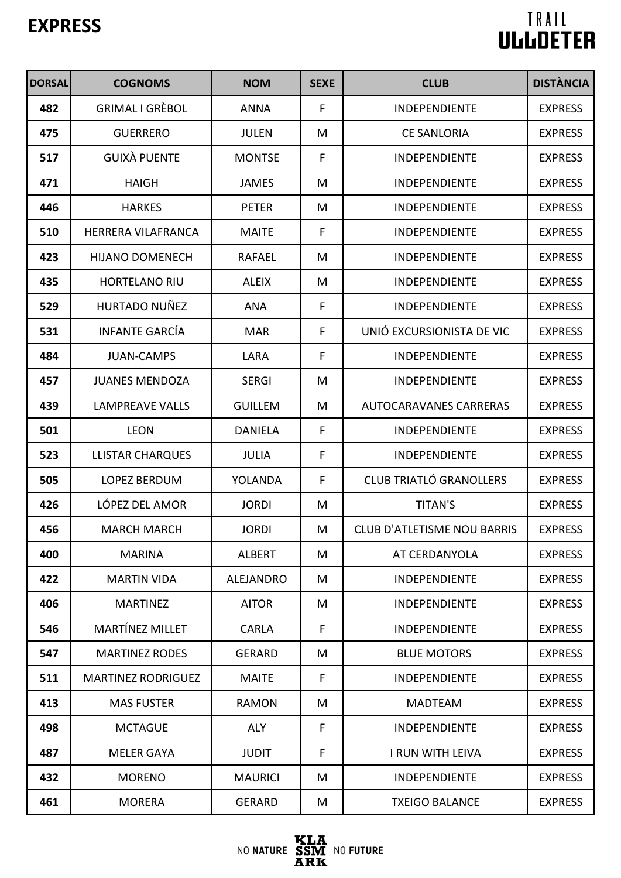# EXPRESS

| DORSAL | COGNOMS | NOM | SEXE | CLUB | DISTÀNCIA |
|---|---|---|---|---|---|
| 482 | GRIMAL I GRÈBOL | ANNA | F | INDEPENDIENTE | EXPRESS |
| 475 | GUERRERO | JULEN | M | CE SANLORIA | EXPRESS |
| 517 | GUIXÀ PUENTE | MONTSE | F | INDEPENDIENTE | EXPRESS |
| 471 | HAIGH | JAMES | M | INDEPENDIENTE | EXPRESS |
| 446 | HARKES | PETER | M | INDEPENDIENTE | EXPRESS |
| 510 | HERRERA VILAFRANCA | MAITE | F | INDEPENDIENTE | EXPRESS |
| 423 | HIJANO DOMENECH | RAFAEL | M | INDEPENDIENTE | EXPRESS |
| 435 | HORTELANO RIU | ALEIX | M | INDEPENDIENTE | EXPRESS |
| 529 | HURTADO NUÑEZ | ANA | F | INDEPENDIENTE | EXPRESS |
| 531 | INFANTE GARCÍA | MAR | F | UNIÓ EXCURSIONISTA DE VIC | EXPRESS |
| 484 | JUAN-CAMPS | LARA | F | INDEPENDIENTE | EXPRESS |
| 457 | JUANES MENDOZA | SERGI | M | INDEPENDIENTE | EXPRESS |
| 439 | LAMPREAVE VALLS | GUILLEM | M | AUTOCARAVANES CARRERAS | EXPRESS |
| 501 | LEON | DANIELA | F | INDEPENDIENTE | EXPRESS |
| 523 | LLISTAR CHARQUES | JULIA | F | INDEPENDIENTE | EXPRESS |
| 505 | LOPEZ BERDUM | YOLANDA | F | CLUB TRIATLÓ GRANOLLERS | EXPRESS |
| 426 | LÓPEZ DEL AMOR | JORDI | M | TITAN'S | EXPRESS |
| 456 | MARCH MARCH | JORDI | M | CLUB D'ATLETISME NOU BARRIS | EXPRESS |
| 400 | MARINA | ALBERT | M | AT CERDANYOLA | EXPRESS |
| 422 | MARTIN VIDA | ALEJANDRO | M | INDEPENDIENTE | EXPRESS |
| 406 | MARTINEZ | AITOR | M | INDEPENDIENTE | EXPRESS |
| 546 | MARTÍNEZ MILLET | CARLA | F | INDEPENDIENTE | EXPRESS |
| 547 | MARTINEZ RODES | GERARD | M | BLUE MOTORS | EXPRESS |
| 511 | MARTINEZ RODRIGUEZ | MAITE | F | INDEPENDIENTE | EXPRESS |
| 413 | MAS FUSTER | RAMON | M | MADTEAM | EXPRESS |
| 498 | MCTAGUE | ALY | F | INDEPENDIENTE | EXPRESS |
| 487 | MELER GAYA | JUDIT | F | I RUN WITH LEIVA | EXPRESS |
| 432 | MORENO | MAURICI | M | INDEPENDIENTE | EXPRESS |
| 461 | MORERA | GERARD | M | TXEIGO BALANCE | EXPRESS |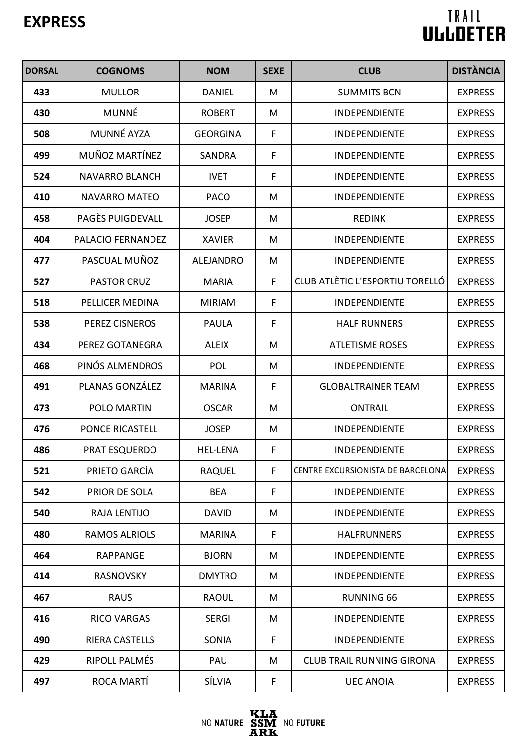# EXPRESS

| DORSAL | COGNOMS | NOM | SEXE | CLUB | DISTÀNCIA |
|---|---|---|---|---|---|
| 433 | MULLOR | DANIEL | M | SUMMITS BCN | EXPRESS |
| 430 | MUNNÉ | ROBERT | M | INDEPENDIENTE | EXPRESS |
| 508 | MUNNÉ AYZA | GEORGINA | F | INDEPENDIENTE | EXPRESS |
| 499 | MUÑOZ MARTÍNEZ | SANDRA | F | INDEPENDIENTE | EXPRESS |
| 524 | NAVARRO BLANCH | IVET | F | INDEPENDIENTE | EXPRESS |
| 410 | NAVARRO MATEO | PACO | M | INDEPENDIENTE | EXPRESS |
| 458 | PAGÈS PUIGDEVALL | JOSEP | M | REDINK | EXPRESS |
| 404 | PALACIO FERNANDEZ | XAVIER | M | INDEPENDIENTE | EXPRESS |
| 477 | PASCUAL MUÑOZ | ALEJANDRO | M | INDEPENDIENTE | EXPRESS |
| 527 | PASTOR CRUZ | MARIA | F | CLUB ATLÈTIC L'ESPORTIU TORELLÓ | EXPRESS |
| 518 | PELLICER MEDINA | MIRIAM | F | INDEPENDIENTE | EXPRESS |
| 538 | PEREZ CISNEROS | PAULA | F | HALF RUNNERS | EXPRESS |
| 434 | PEREZ GOTANEGRA | ALEIX | M | ATLETISME ROSES | EXPRESS |
| 468 | PINÓS ALMENDROS | POL | M | INDEPENDIENTE | EXPRESS |
| 491 | PLANAS GONZÁLEZ | MARINA | F | GLOBALTRAINER TEAM | EXPRESS |
| 473 | POLO MARTIN | OSCAR | M | ONTRAIL | EXPRESS |
| 476 | PONCE RICASTELL | JOSEP | M | INDEPENDIENTE | EXPRESS |
| 486 | PRAT ESQUERDO | HEL·LENA | F | INDEPENDIENTE | EXPRESS |
| 521 | PRIETO GARCÍA | RAQUEL | F | CENTRE EXCURSIONISTA DE BARCELONA | EXPRESS |
| 542 | PRIOR DE SOLA | BEA | F | INDEPENDIENTE | EXPRESS |
| 540 | RAJA LENTIJO | DAVID | M | INDEPENDIENTE | EXPRESS |
| 480 | RAMOS ALRIOLS | MARINA | F | HALFRUNNERS | EXPRESS |
| 464 | RAPPANGE | BJORN | M | INDEPENDIENTE | EXPRESS |
| 414 | RASNOVSKY | DMYTRO | M | INDEPENDIENTE | EXPRESS |
| 467 | RAUS | RAOUL | M | RUNNING 66 | EXPRESS |
| 416 | RICO VARGAS | SERGI | M | INDEPENDIENTE | EXPRESS |
| 490 | RIERA CASTELLS | SONIA | F | INDEPENDIENTE | EXPRESS |
| 429 | RIPOLL PALMÉS | PAU | M | CLUB TRAIL RUNNING GIRONA | EXPRESS |
| 497 | ROCA MARTÍ | SÍLVIA | F | UEC ANOIA | EXPRESS |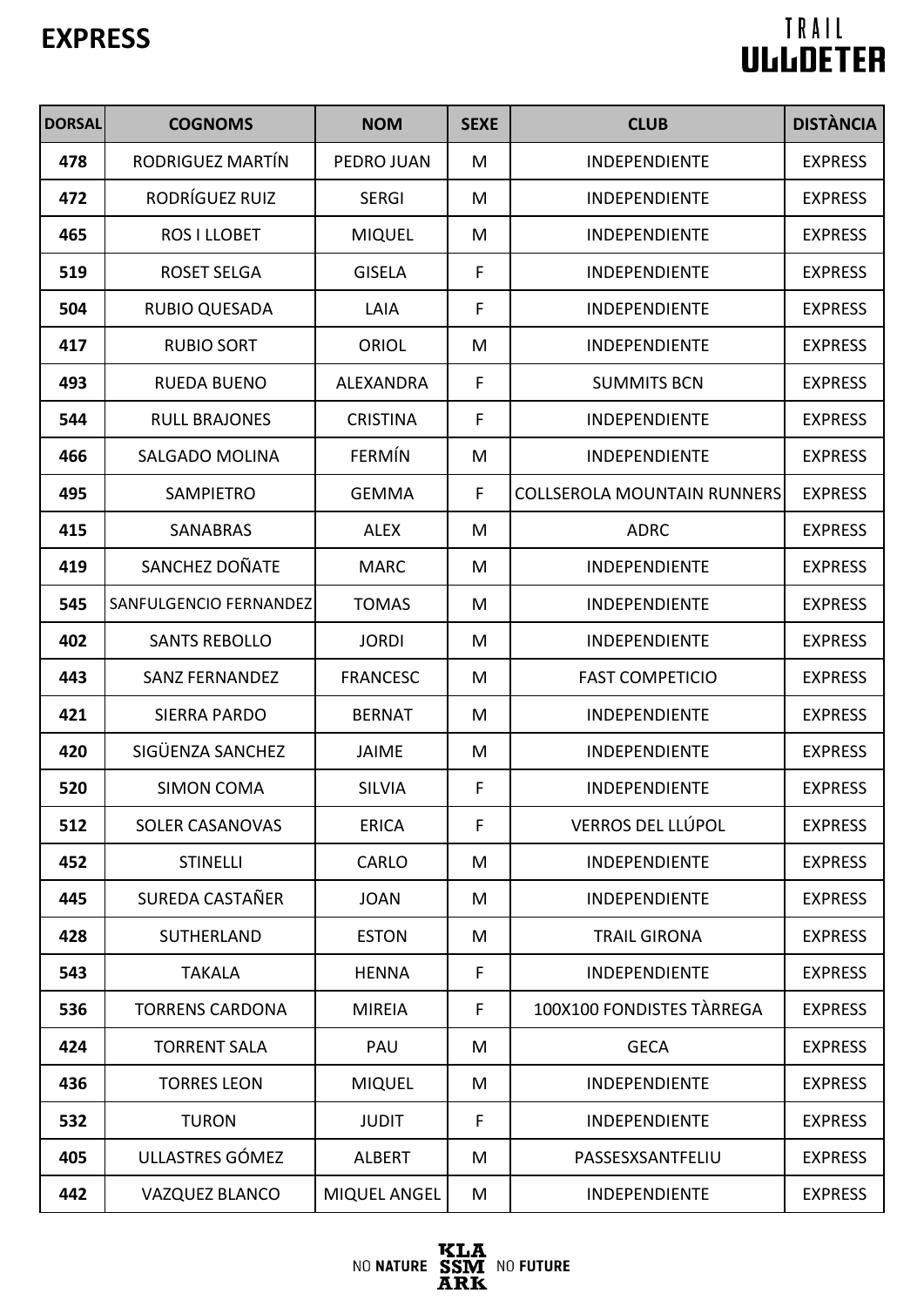# EXPRESS

| DORSAL | COGNOMS | NOM | SEXE | CLUB | DISTÀNCIA |
|---|---|---|---|---|---|
| 478 | RODRIGUEZ MARTÍN | PEDRO JUAN | M | INDEPENDIENTE | EXPRESS |
| 472 | RODRÍGUEZ RUIZ | SERGI | M | INDEPENDIENTE | EXPRESS |
| 465 | ROS I LLOBET | MIQUEL | M | INDEPENDIENTE | EXPRESS |
| 519 | ROSET SELGA | GISELA | F | INDEPENDIENTE | EXPRESS |
| 504 | RUBIO QUESADA | LAIA | F | INDEPENDIENTE | EXPRESS |
| 417 | RUBIO SORT | ORIOL | M | INDEPENDIENTE | EXPRESS |
| 493 | RUEDA BUENO | ALEXANDRA | F | SUMMITS BCN | EXPRESS |
| 544 | RULL BRAJONES | CRISTINA | F | INDEPENDIENTE | EXPRESS |
| 466 | SALGADO MOLINA | FERMÍN | M | INDEPENDIENTE | EXPRESS |
| 495 | SAMPIETRO | GEMMA | F | COLLSEROLA MOUNTAIN RUNNERS | EXPRESS |
| 415 | SANABRAS | ALEX | M | ADRC | EXPRESS |
| 419 | SANCHEZ DOÑATE | MARC | M | INDEPENDIENTE | EXPRESS |
| 545 | SANFULGENCIO FERNANDEZ | TOMAS | M | INDEPENDIENTE | EXPRESS |
| 402 | SANTS REBOLLO | JORDI | M | INDEPENDIENTE | EXPRESS |
| 443 | SANZ FERNANDEZ | FRANCESC | M | FAST COMPETICIO | EXPRESS |
| 421 | SIERRA PARDO | BERNAT | M | INDEPENDIENTE | EXPRESS |
| 420 | SIGÜENZA SANCHEZ | JAIME | M | INDEPENDIENTE | EXPRESS |
| 520 | SIMON COMA | SILVIA | F | INDEPENDIENTE | EXPRESS |
| 512 | SOLER CASANOVAS | ERICA | F | VERROS DEL LLÚPOL | EXPRESS |
| 452 | STINELLI | CARLO | M | INDEPENDIENTE | EXPRESS |
| 445 | SUREDA CASTAÑER | JOAN | M | INDEPENDIENTE | EXPRESS |
| 428 | SUTHERLAND | ESTON | M | TRAIL GIRONA | EXPRESS |
| 543 | TAKALA | HENNA | F | INDEPENDIENTE | EXPRESS |
| 536 | TORRENS CARDONA | MIREIA | F | 100X100 FONDISTES TÀRREGA | EXPRESS |
| 424 | TORRENT SALA | PAU | M | GECA | EXPRESS |
| 436 | TORRES LEON | MIQUEL | M | INDEPENDIENTE | EXPRESS |
| 532 | TURON | JUDIT | F | INDEPENDIENTE | EXPRESS |
| 405 | ULLASTRES GÓMEZ | ALBERT | M | PASSESXSANTFELIU | EXPRESS |
| 442 | VAZQUEZ BLANCO | MIQUEL ANGEL | M | INDEPENDIENTE | EXPRESS |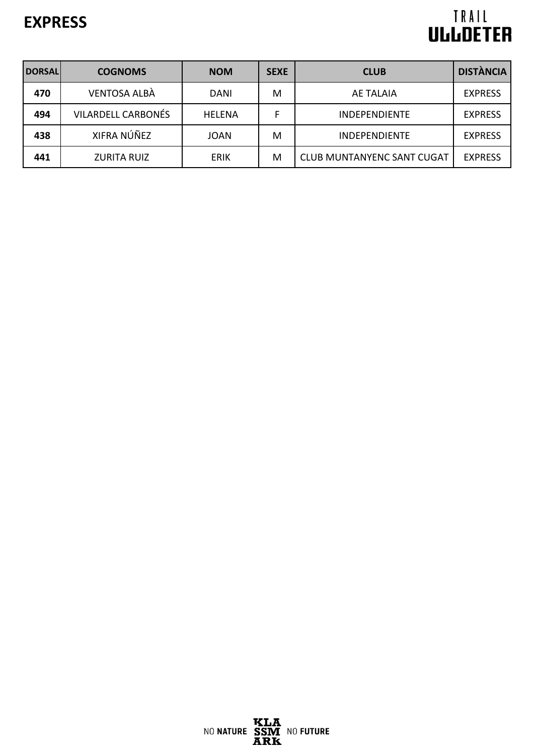# EXPRESS

| DORSAL | COGNOMS | NOM | SEXE | CLUB | DISTÀNCIA |
|---|---|---|---|---|---|
| **470** | VENTOSA ALBÀ | DANI | M | AE TALAIA | EXPRESS |
| **494** | VILARDELL CARBONÉS | HELENA | F | INDEPENDIENTE | EXPRESS |
| **438** | XIFRA NÚÑEZ | JOAN | M | INDEPENDIENTE | EXPRESS |
| **441** | ZURITA RUIZ | ERIK | M | CLUB MUNTANYENC SANT CUGAT | EXPRESS |